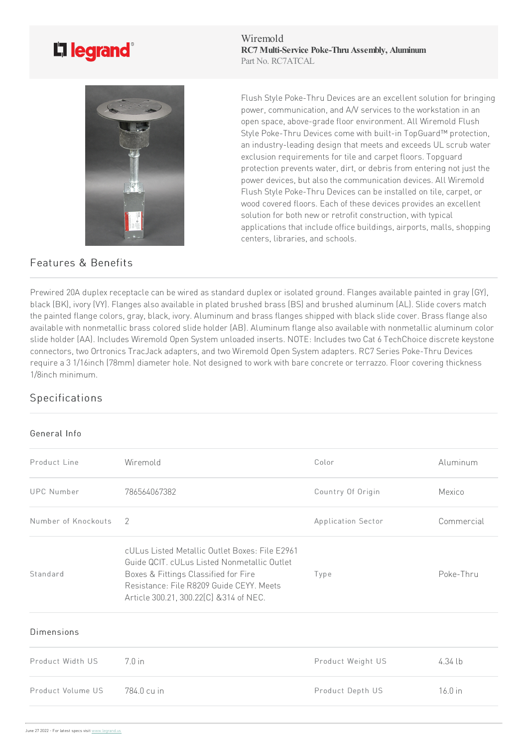Wiremold
**RC7 Multi-Service Poke-Thru Assembly, Aluminum**
Part No. RC7ATCAL

Flush Style Poke-Thru Devices are an excellent solution for bringing power, communication, and A/V services to the workstation in an open space, above-grade floor environment. All Wiremold Flush Style Poke-Thru Devices come with built-in TopGuard™ protection, an industry-leading design that meets and exceeds UL scrub water exclusion requirements for tile and carpet floors. Topguard protection prevents water, dirt, or debris from entering not just the power devices, but also the communication devices. All Wiremold Flush Style Poke-Thru Devices can be installed on tile, carpet, or wood covered floors. Each of these devices provides an excellent solution for both new or retrofit construction, with typical applications that include office buildings, airports, malls, shopping centers, libraries, and schools.

## Features & Benefits

Prewired 20A duplex receptacle can be wired as standard duplex or isolated ground. Flanges available painted in gray (GY), black (BK), ivory (VY). Flanges also available in plated brushed brass (BS) and brushed aluminum (AL). Slide covers match the painted flange colors, gray, black, ivory. Aluminum and brass flanges shipped with black slide cover. Brass flange also available with nonmetallic brass colored slide holder (AB). Aluminum flange also available with nonmetallic aluminum color slide holder (AA). Includes Wiremold Open System unloaded inserts. NOTE: Includes two Cat 6 TechChoice discrete keystone connectors, two Ortronics TracJack adapters, and two Wiremold Open System adapters. RC7 Series Poke-Thru Devices require a 3 1/16inch (78mm) diameter hole. Not designed to work with bare concrete or terrazzo. Floor covering thickness 1/8inch minimum.

## Specifications

### General Info

| | | | |
|---|---|---|---|
| Product Line | Wiremold | Color | Aluminum |
| UPC Number | 786564067382 | Country Of Origin | Mexico |
| Number of Knockouts | 2 | Application Sector | Commercial |
| Standard | cULus Listed Metallic Outlet Boxes: File E2961 Guide QCIT. cULus Listed Nonmetallic Outlet Boxes & Fittings Classified for Fire Resistance: File R8209 Guide CEYY. Meets Article 300.21, 300.22[C] &314 of NEC. | Type | Poke-Thru |

### Dimensions

| | | | |
|---|---|---|---|
| Product Width US | 7.0 in | Product Weight US | 4.34 lb |
| Product Volume US | 784.0 cu in | Product Depth US | 16.0 in |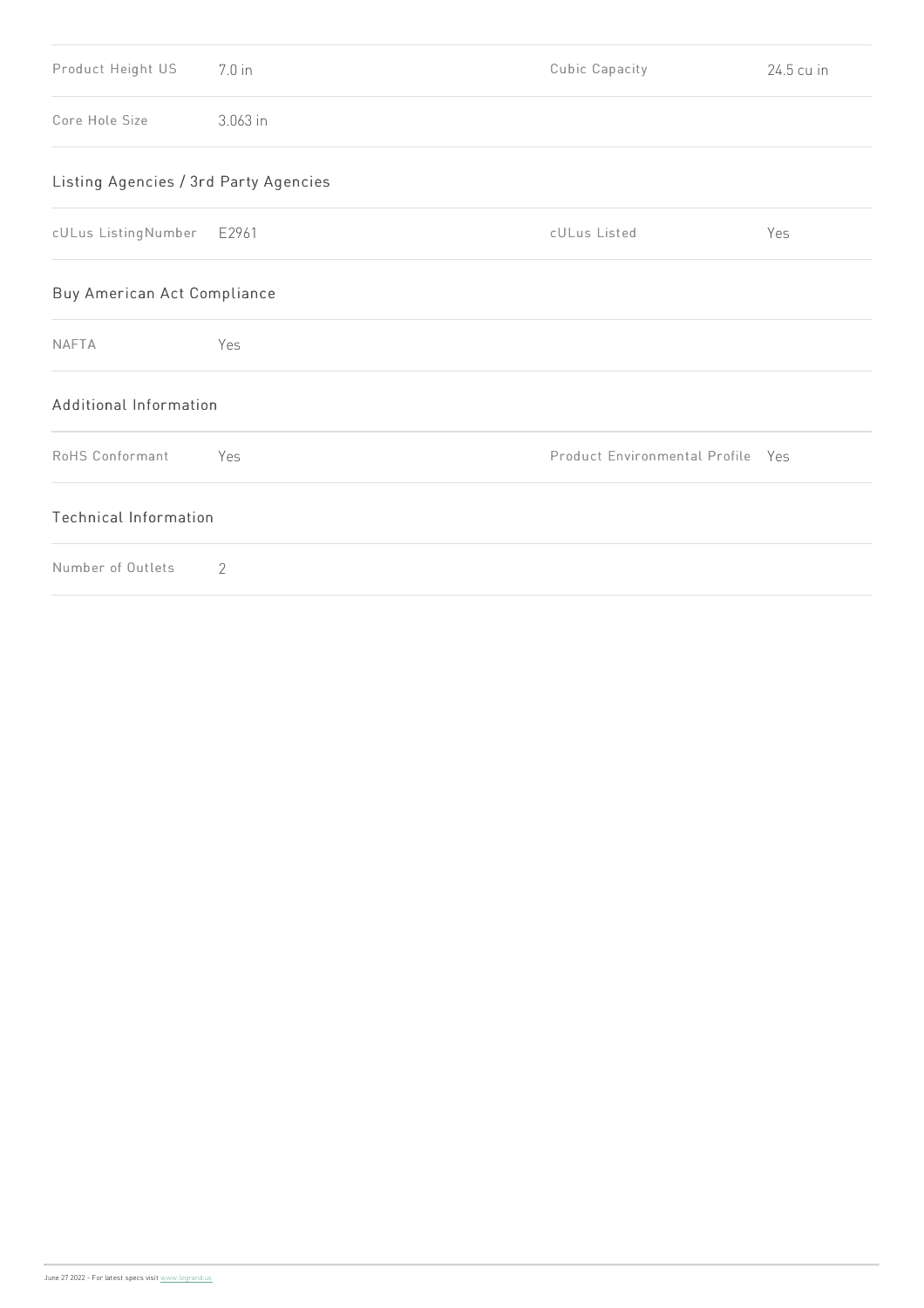| | | | |
|---|---|---|---|
| Product Height US | 7.0 in | Cubic Capacity | 24.5 cu in |
| Core Hole Size | 3.063 in | | |

## Listing Agencies / 3rd Party Agencies

| | | | |
|---|---|---|---|
| cULus ListingNumber | E2961 | cULus Listed | Yes |

## Buy American Act Compliance

| | |
|---|---|
| NAFTA | Yes |

## Additional Information

| | | | |
|---|---|---|---|
| RoHS Conformant | Yes | Product Environmental Profile | Yes |

## Technical Information

| | |
|---|---|
| Number of Outlets | 2 |

June 27 2022 - For latest specs visit www.legrand.us